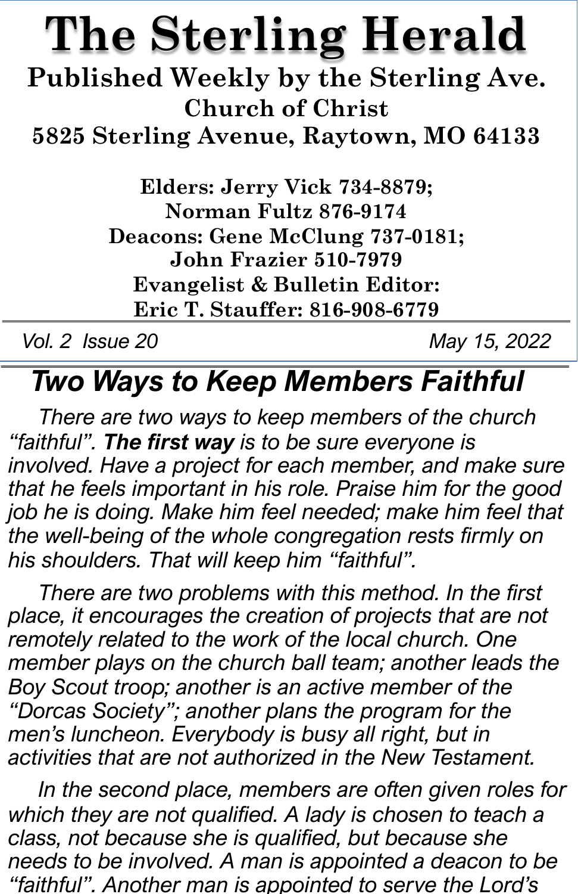# The Sterling Herald

**Published Weekly by the Sterling Ave. Church of Christ**
**5825 Sterling Avenue, Raytown, MO 64133**

**Elders: Jerry Vick 734-8879;**
**Norman Fultz 876-9174**
**Deacons: Gene McClung 737-0181;**
**John Frazier 510-7979**
**Evangelist & Bulletin Editor:**
**Eric T. Stauffer: 816-908-6779**

*Vol. 2 Issue 20* — *May 15, 2022*

## *Two Ways to Keep Members Faithful*

*There are two ways to keep members of the church "faithful". **The first way** is to be sure everyone is involved. Have a project for each member, and make sure that he feels important in his role. Praise him for the good job he is doing. Make him feel needed; make him feel that the well-being of the whole congregation rests firmly on his shoulders. That will keep him "faithful".*

*There are two problems with this method. In the first place, it encourages the creation of projects that are not remotely related to the work of the local church. One member plays on the church ball team; another leads the Boy Scout troop; another is an active member of the "Dorcas Society"; another plans the program for the men's luncheon. Everybody is busy all right, but in activities that are not authorized in the New Testament.*

*In the second place, members are often given roles for which they are not qualified. A lady is chosen to teach a class, not because she is qualified, but because she needs to be involved. A man is appointed a deacon to be "faithful". Another man is appointed to serve the Lord's*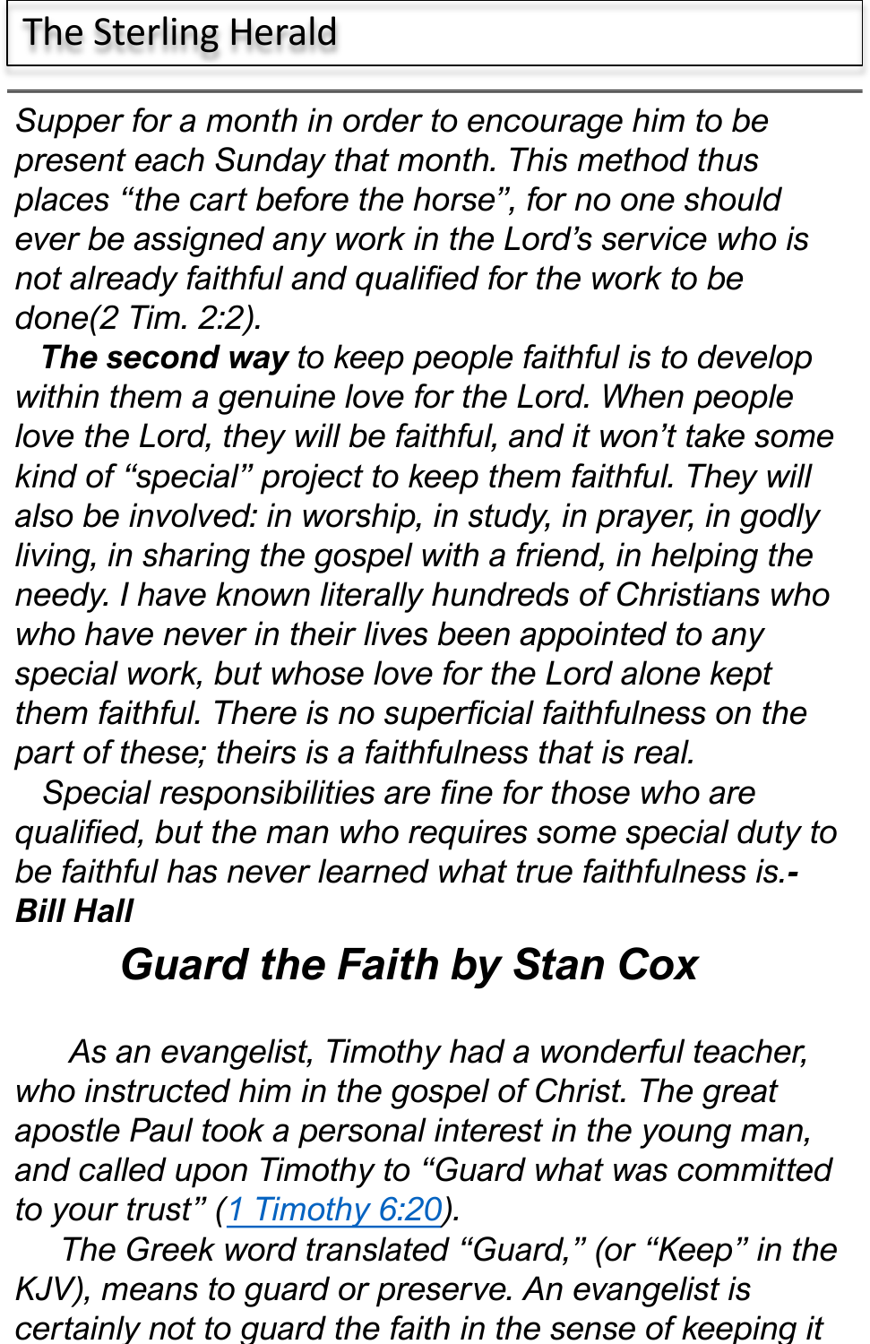*Supper for a month in order to encourage him to be present each Sunday that month. This method thus places "the cart before the horse", for no one should ever be assigned any work in the Lord's service who is not already faithful and qualified for the work to be done(2 Tim. 2:2).*

***The second way*** *to keep people faithful is to develop within them a genuine love for the Lord. When people love the Lord, they will be faithful, and it won't take some kind of "special" project to keep them faithful. They will also be involved: in worship, in study, in prayer, in godly living, in sharing the gospel with a friend, in helping the needy. I have known literally hundreds of Christians who who have never in their lives been appointed to any special work, but whose love for the Lord alone kept them faithful. There is no superficial faithfulness on the part of these; theirs is a faithfulness that is real.*

*Special responsibilities are fine for those who are qualified, but the man who requires some special duty to be faithful has never learned what true faithfulness is.**-Bill Hall***

## *Guard the Faith by Stan Cox*

*As an evangelist, Timothy had a wonderful teacher, who instructed him in the gospel of Christ. The great apostle Paul took a personal interest in the young man, and called upon Timothy to "Guard what was committed to your trust" (1 Timothy 6:20).*

*The Greek word translated "Guard," (or "Keep" in the KJV), means to guard or preserve. An evangelist is certainly not to guard the faith in the sense of keeping it*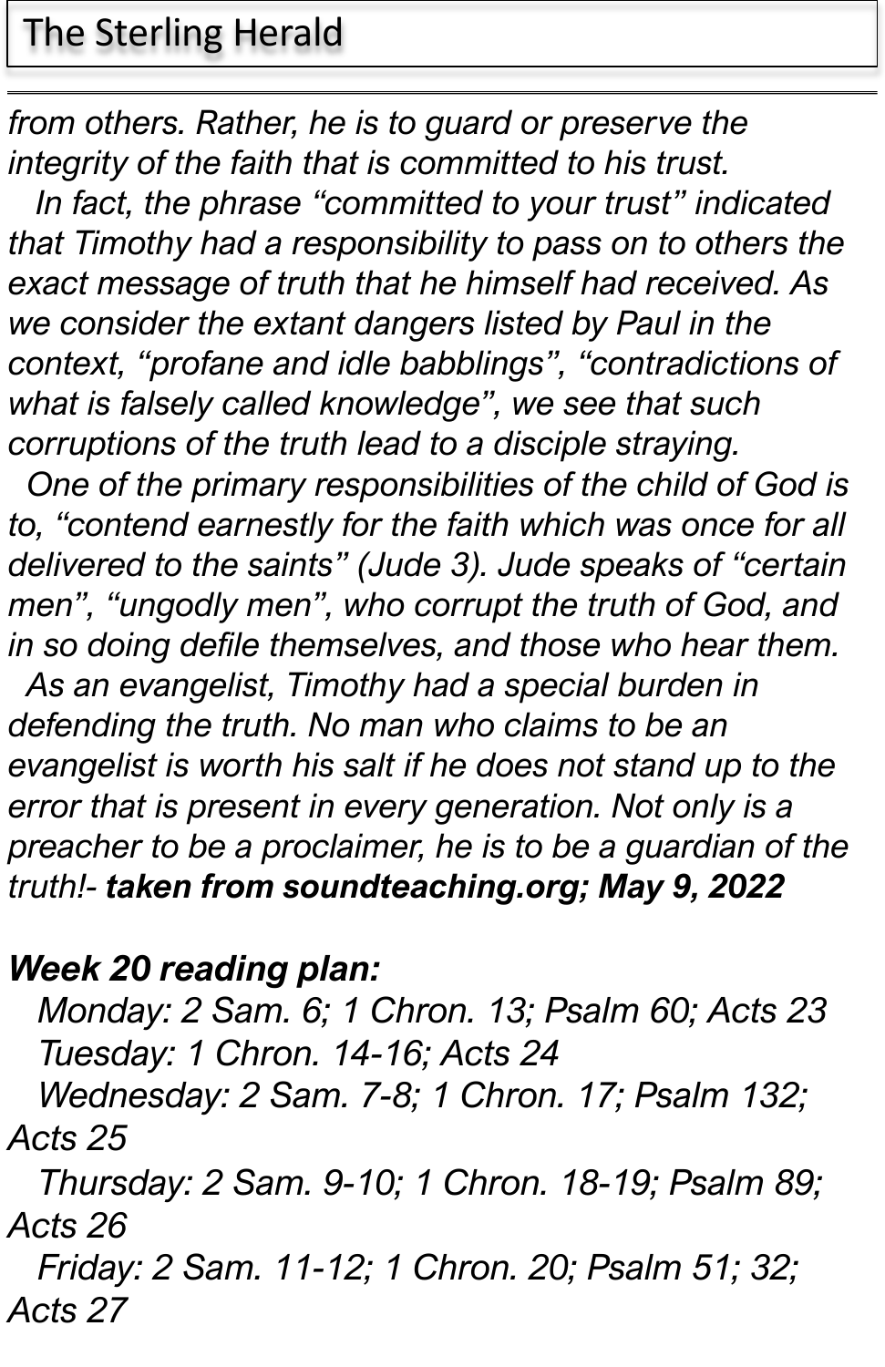*from others. Rather, he is to guard or preserve the integrity of the faith that is committed to his trust.*

*In fact, the phrase "committed to your trust" indicated that Timothy had a responsibility to pass on to others the exact message of truth that he himself had received. As we consider the extant dangers listed by Paul in the context, "profane and idle babblings", "contradictions of what is falsely called knowledge", we see that such corruptions of the truth lead to a disciple straying.*

*One of the primary responsibilities of the child of God is to, "contend earnestly for the faith which was once for all delivered to the saints" (Jude 3). Jude speaks of "certain men", "ungodly men", who corrupt the truth of God, and in so doing defile themselves, and those who hear them.*

*As an evangelist, Timothy had a special burden in defending the truth. No man who claims to be an evangelist is worth his salt if he does not stand up to the error that is present in every generation. Not only is a preacher to be a proclaimer, he is to be a guardian of the truth!- **taken from soundteaching.org; May 9, 2022***

***Week 20 reading plan:***

*Monday: 2 Sam. 6; 1 Chron. 13; Psalm 60; Acts 23*
*Tuesday: 1 Chron. 14-16; Acts 24*
*Wednesday: 2 Sam. 7-8; 1 Chron. 17; Psalm 132; Acts 25*
*Thursday: 2 Sam. 9-10; 1 Chron. 18-19; Psalm 89; Acts 26*
*Friday: 2 Sam. 11-12; 1 Chron. 20; Psalm 51; 32; Acts 27*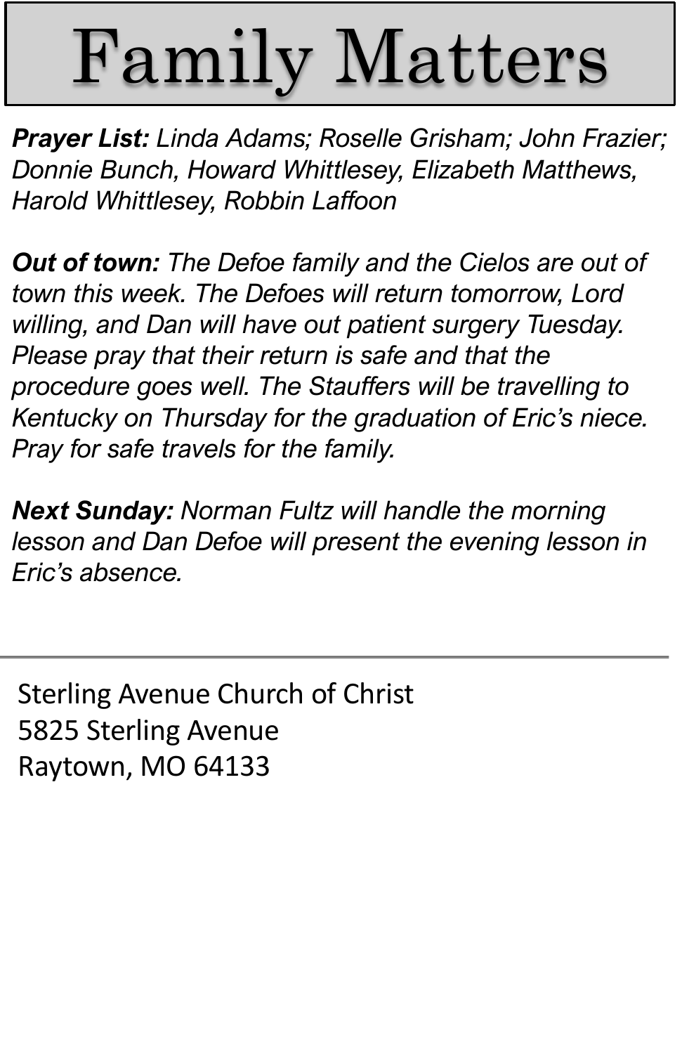# Family Matters

***Prayer List:*** *Linda Adams; Roselle Grisham; John Frazier; Donnie Bunch, Howard Whittlesey, Elizabeth Matthews, Harold Whittlesey, Robbin Laffoon*

***Out of town:*** *The Defoe family and the Cielos are out of town this week. The Defoes will return tomorrow, Lord willing, and Dan will have out patient surgery Tuesday. Please pray that their return is safe and that the procedure goes well. The Stauffers will be travelling to Kentucky on Thursday for the graduation of Eric's niece. Pray for safe travels for the family.*

***Next Sunday:*** *Norman Fultz will handle the morning lesson and Dan Defoe will present the evening lesson in Eric's absence.*

---

Sterling Avenue Church of Christ
5825 Sterling Avenue
Raytown, MO 64133